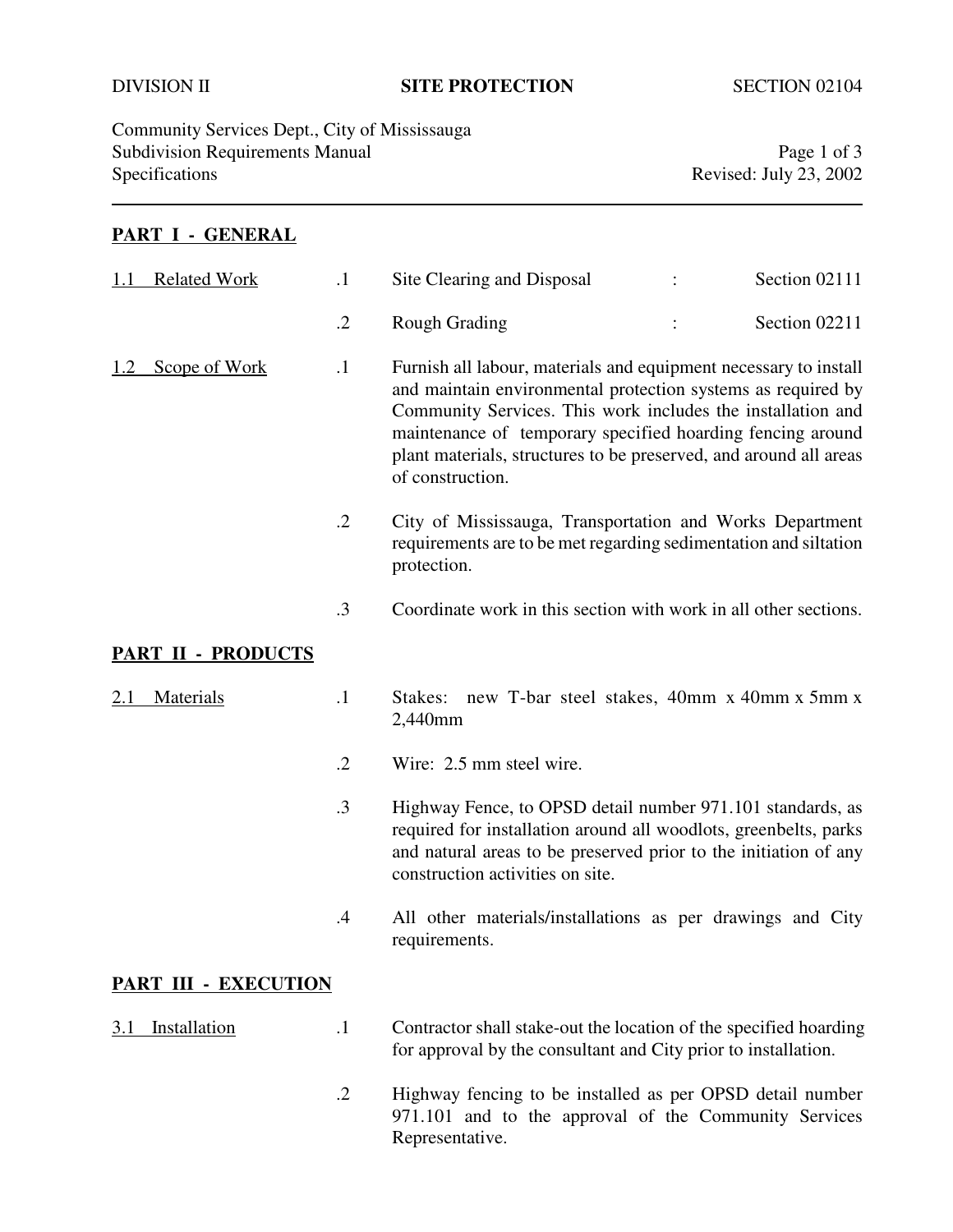DIVISION II **SITE PROTECTION** SECTION 02104

Community Services Dept., City of Mississauga
Subdivision Requirements Manual
Specifications
Revised: July 23, 2002

## PART I - GENERAL

**1.1 Related Work**

.1 Site Clearing and Disposal : Section 02111

.2 Rough Grading : Section 02211

**1.2 Scope of Work**

.1 Furnish all labour, materials and equipment necessary to install and maintain environmental protection systems as required by Community Services. This work includes the installation and maintenance of temporary specified hoarding fencing around plant materials, structures to be preserved, and around all areas of construction.

.2 City of Mississauga, Transportation and Works Department requirements are to be met regarding sedimentation and siltation protection.

.3 Coordinate work in this section with work in all other sections.

## PART II - PRODUCTS

**2.1 Materials**

.1 Stakes: new T-bar steel stakes, 40mm x 40mm x 5mm x 2,440mm

.2 Wire: 2.5 mm steel wire.

.3 Highway Fence, to OPSD detail number 971.101 standards, as required for installation around all woodlots, greenbelts, parks and natural areas to be preserved prior to the initiation of any construction activities on site.

.4 All other materials/installations as per drawings and City requirements.

## PART III - EXECUTION

**3.1 Installation**

.1 Contractor shall stake-out the location of the specified hoarding for approval by the consultant and City prior to installation.

.2 Highway fencing to be installed as per OPSD detail number 971.101 and to the approval of the Community Services Representative.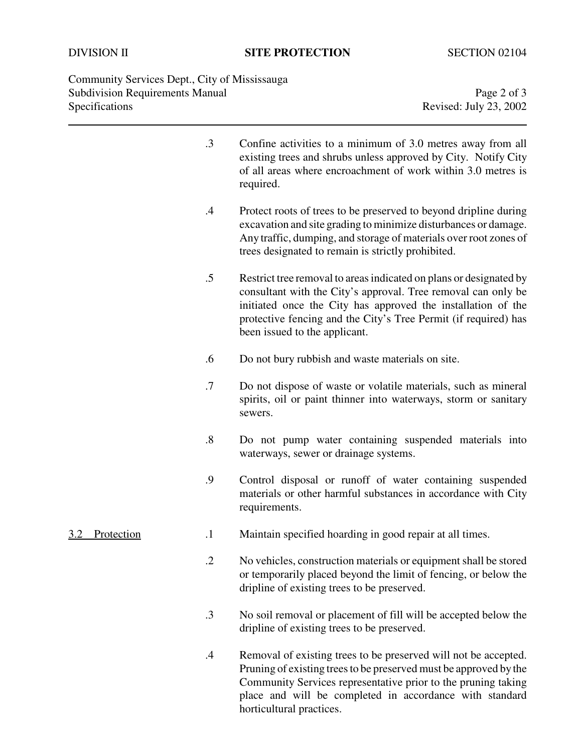.3 Confine activities to a minimum of 3.0 metres away from all existing trees and shrubs unless approved by City. Notify City of all areas where encroachment of work within 3.0 metres is required.

.4 Protect roots of trees to be preserved to beyond dripline during excavation and site grading to minimize disturbances or damage. Any traffic, dumping, and storage of materials over root zones of trees designated to remain is strictly prohibited.

.5 Restrict tree removal to areas indicated on plans or designated by consultant with the City's approval. Tree removal can only be initiated once the City has approved the installation of the protective fencing and the City's Tree Permit (if required) has been issued to the applicant.

.6 Do not bury rubbish and waste materials on site.

.7 Do not dispose of waste or volatile materials, such as mineral spirits, oil or paint thinner into waterways, storm or sanitary sewers.

.8 Do not pump water containing suspended materials into waterways, sewer or drainage systems.

.9 Control disposal or runoff of water containing suspended materials or other harmful substances in accordance with City requirements.

## 3.2 Protection

.1 Maintain specified hoarding in good repair at all times.

.2 No vehicles, construction materials or equipment shall be stored or temporarily placed beyond the limit of fencing, or below the dripline of existing trees to be preserved.

.3 No soil removal or placement of fill will be accepted below the dripline of existing trees to be preserved.

.4 Removal of existing trees to be preserved will not be accepted. Pruning of existing trees to be preserved must be approved by the Community Services representative prior to the pruning taking place and will be completed in accordance with standard horticultural practices.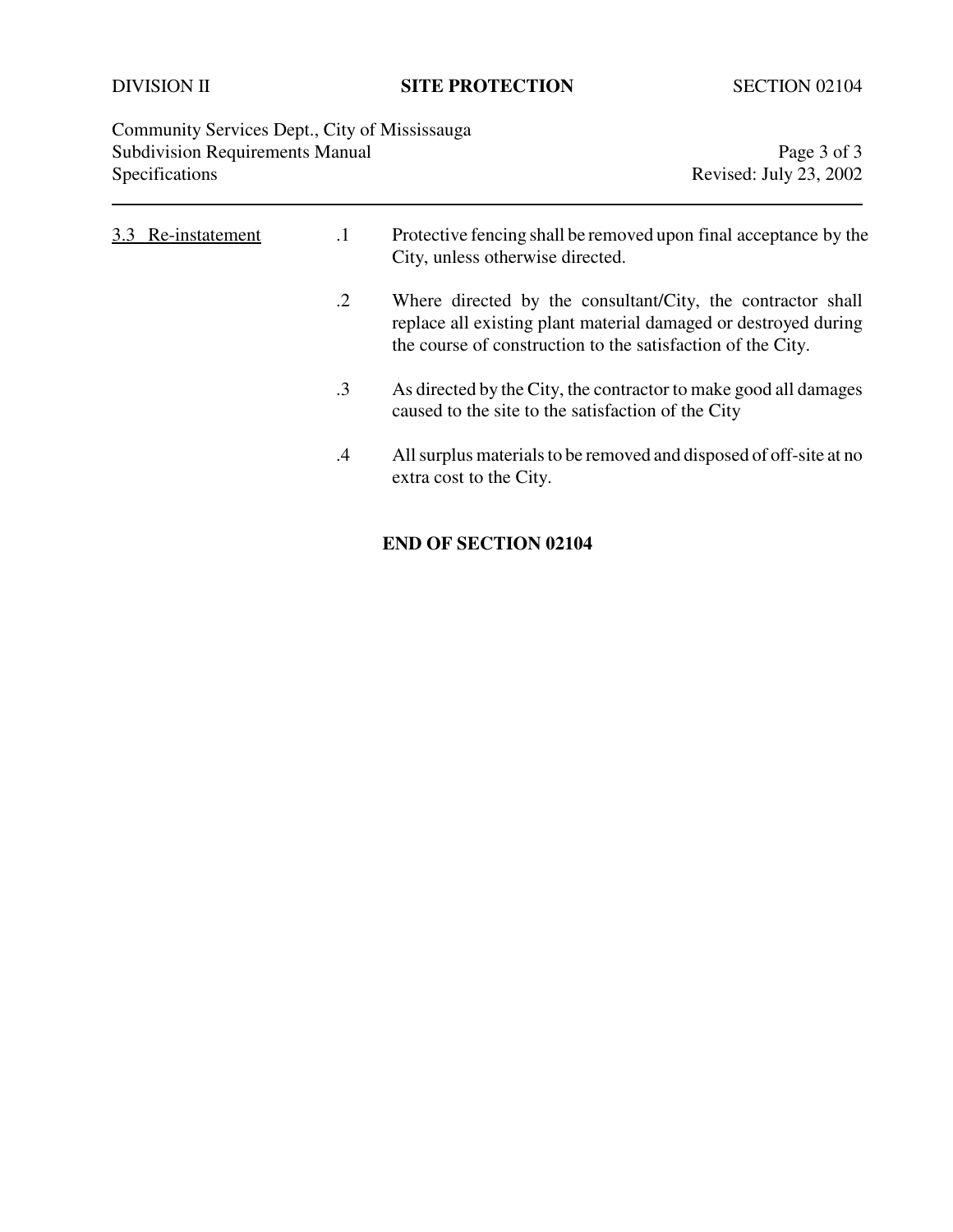### 3.3 Re-instatement

.1 Protective fencing shall be removed upon final acceptance by the City, unless otherwise directed.

.2 Where directed by the consultant/City, the contractor shall replace all existing plant material damaged or destroyed during the course of construction to the satisfaction of the City.

.3 As directed by the City, the contractor to make good all damages caused to the site to the satisfaction of the City

.4 All surplus materials to be removed and disposed of off-site at no extra cost to the City.

**END OF SECTION 02104**